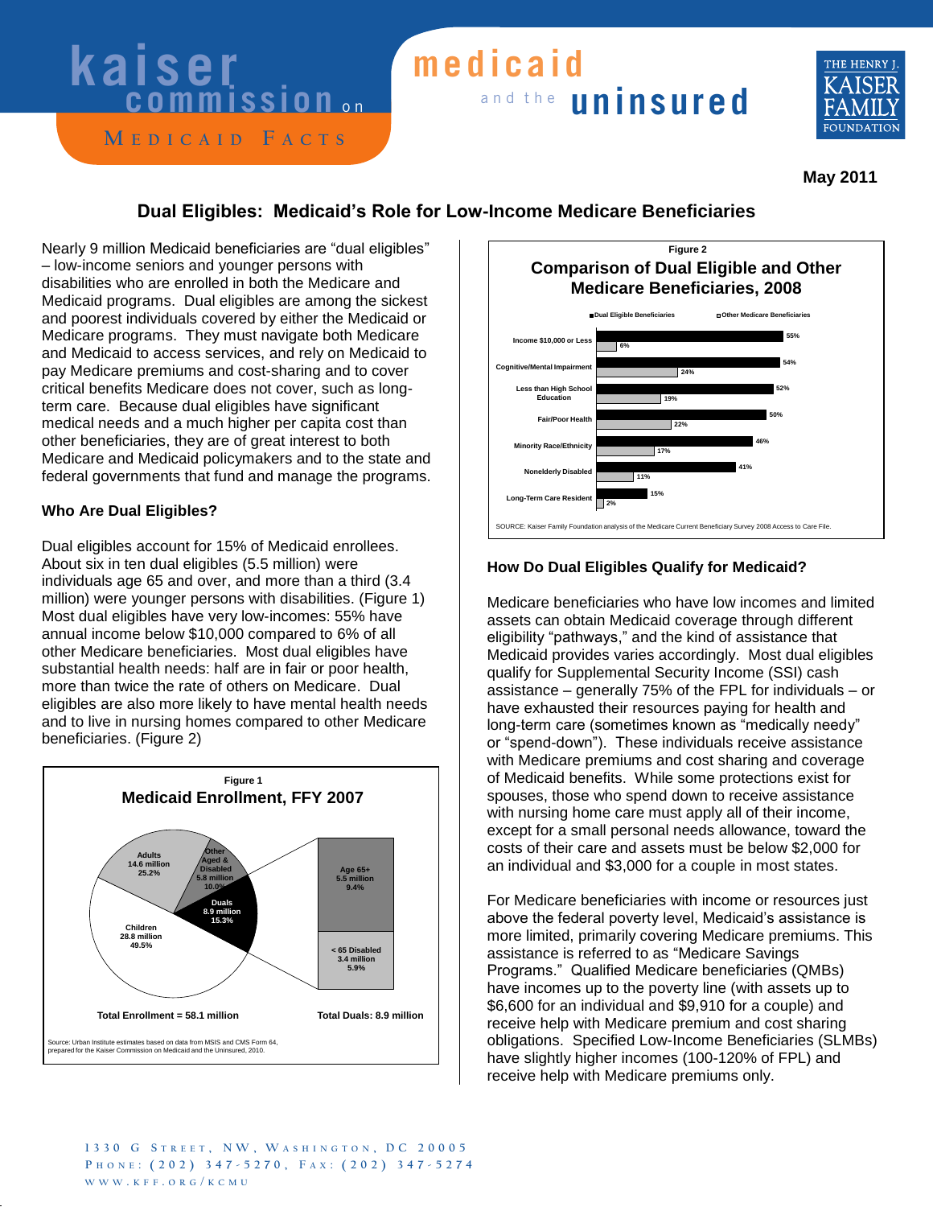kaiser commission on medicaid and the uninsured

MEDICAID FACTS

May 2011

# Dual Eligibles: Medicaid's Role for Low-Income Medicare Beneficiaries

Nearly 9 million Medicaid beneficiaries are "dual eligibles" – low-income seniors and younger persons with disabilities who are enrolled in both the Medicare and Medicaid programs. Dual eligibles are among the sickest and poorest individuals covered by either the Medicaid or Medicare programs. They must navigate both Medicare and Medicaid to access services, and rely on Medicaid to pay Medicare premiums and cost-sharing and to cover critical benefits Medicare does not cover, such as long-term care. Because dual eligibles have significant medical needs and a much higher per capita cost than other beneficiaries, they are of great interest to both Medicare and Medicaid policymakers and to the state and federal governments that fund and manage the programs.

## Who Are Dual Eligibles?

Dual eligibles account for 15% of Medicaid enrollees. About six in ten dual eligibles (5.5 million) were individuals age 65 and over, and more than a third (3.4 million) were younger persons with disabilities. (Figure 1) Most dual eligibles have very low-incomes: 55% have annual income below $10,000 compared to 6% of all other Medicare beneficiaries. Most dual eligibles have substantial health needs: half are in fair or poor health, more than twice the rate of others on Medicare. Dual eligibles are also more likely to have mental health needs and to live in nursing homes compared to other Medicare beneficiaries. (Figure 2)

**Figure 1**
**Medicaid Enrollment, FFY 2007**

| Group | Enrollment | Share |
|---|---|---|
| Children | 28.8 million | 49.5% |
| Adults | 14.6 million | 25.2% |
| Other Aged & Disabled | 5.8 million | 10.0% |
| Duals | 8.9 million | 15.3% |

Total Enrollment = 58.1 million

| Duals | Enrollment | Share |
|---|---|---|
| Age 65+ | 5.5 million | 9.4% |
| < 65 Disabled | 3.4 million | 5.9% |

Total Duals: 8.9 million

Source: Urban Institute estimates based on data from MSIS and CMS Form 64, prepared for the Kaiser Commission on Medicaid and the Uninsured, 2010.

**Figure 2**
**Comparison of Dual Eligible and Other Medicare Beneficiaries, 2008**

| | Dual Eligible Beneficiaries | Other Medicare Beneficiaries |
|---|---|---|
| Income $10,000 or Less | 55% | 6% |
| Cognitive/Mental Impairment | 54% | 24% |
| Less than High School Education | 52% | 19% |
| Fair/Poor Health | 50% | 22% |
| Minority Race/Ethnicity | 46% | 17% |
| Nonelderly Disabled | 41% | 11% |
| Long-Term Care Resident | 15% | 2% |

SOURCE: Kaiser Family Foundation analysis of the Medicare Current Beneficiary Survey 2008 Access to Care File.

## How Do Dual Eligibles Qualify for Medicaid?

Medicare beneficiaries who have low incomes and limited assets can obtain Medicaid coverage through different eligibility "pathways," and the kind of assistance that Medicaid provides varies accordingly. Most dual eligibles qualify for Supplemental Security Income (SSI) cash assistance – generally 75% of the FPL for individuals – or have exhausted their resources paying for health and long-term care (sometimes known as "medically needy" or "spend-down"). These individuals receive assistance with Medicare premiums and cost sharing and coverage of Medicaid benefits. While some protections exist for spouses, those who spend down to receive assistance with nursing home care must apply all of their income, except for a small personal needs allowance, toward the costs of their care and assets must be below $2,000 for an individual and $3,000 for a couple in most states.

For Medicare beneficiaries with income or resources just above the federal poverty level, Medicaid's assistance is more limited, primarily covering Medicare premiums. This assistance is referred to as "Medicare Savings Programs." Qualified Medicare beneficiaries (QMBs) have incomes up to the poverty line (with assets up to $6,600 for an individual and $9,910 for a couple) and receive help with Medicare premium and cost sharing obligations. Specified Low-Income Beneficiaries (SLMBs) have slightly higher incomes (100-120% of FPL) and receive help with Medicare premiums only.

1330 G Street, NW, Washington, DC 20005
Phone: (202) 347-5270, Fax: (202) 347-5274
www.kff.org/kcmu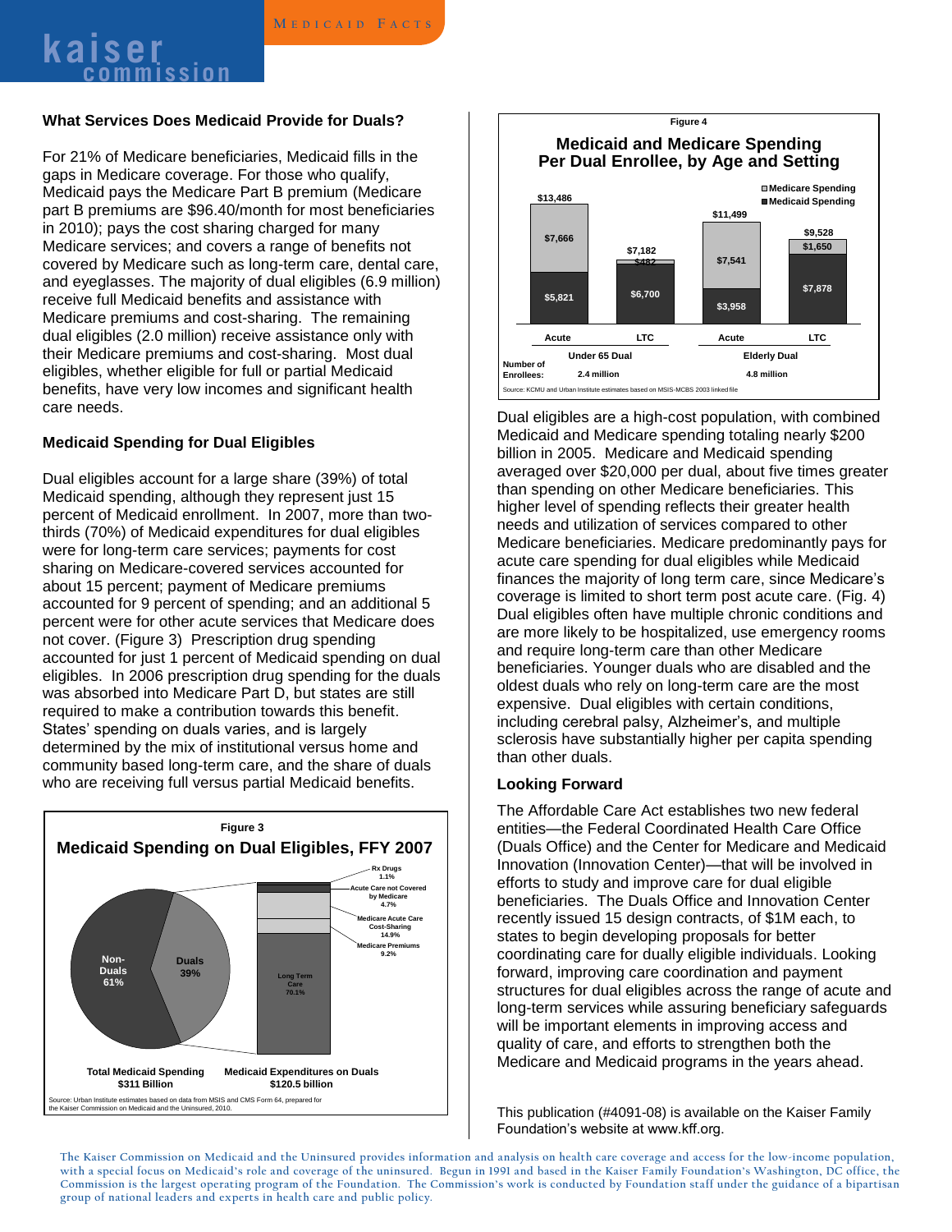## What Services Does Medicaid Provide for Duals?

For 21% of Medicare beneficiaries, Medicaid fills in the gaps in Medicare coverage. For those who qualify, Medicaid pays the Medicare Part B premium (Medicare part B premiums are $96.40/month for most beneficiaries in 2010); pays the cost sharing charged for many Medicare services; and covers a range of benefits not covered by Medicare such as long-term care, dental care, and eyeglasses. The majority of dual eligibles (6.9 million) receive full Medicaid benefits and assistance with Medicare premiums and cost-sharing. The remaining dual eligibles (2.0 million) receive assistance only with their Medicare premiums and cost-sharing. Most dual eligibles, whether eligible for full or partial Medicaid benefits, have very low incomes and significant health care needs.

## Medicaid Spending for Dual Eligibles

Dual eligibles account for a large share (39%) of total Medicaid spending, although they represent just 15 percent of Medicaid enrollment. In 2007, more than two-thirds (70%) of Medicaid expenditures for dual eligibles were for long-term care services; payments for cost sharing on Medicare-covered services accounted for about 15 percent; payment of Medicare premiums accounted for 9 percent of spending; and an additional 5 percent were for other acute services that Medicare does not cover. (Figure 3) Prescription drug spending accounted for just 1 percent of Medicaid spending on dual eligibles. In 2006 prescription drug spending for the duals was absorbed into Medicare Part D, but states are still required to make a contribution towards this benefit. States' spending on duals varies, and is largely determined by the mix of institutional versus home and community based long-term care, and the share of duals who are receiving full versus partial Medicaid benefits.

Figure 3

Medicaid Spending on Dual Eligibles, FFY 2007

Non-Duals 61%
Duals 39%

Rx Drugs 1.1%
Acute Care not Covered by Medicare 4.7%
Medicare Acute Care Cost-Sharing 14.9%
Medicare Premiums 9.2%
Long Term Care 70.1%

Total Medicaid Spending $311 Billion
Medicaid Expenditures on Duals $120.5 billion

Source: Urban Institute estimates based on data from MSIS and CMS Form 64, prepared for the Kaiser Commission on Medicaid and the Uninsured, 2010.

Figure 4

Medicaid and Medicare Spending Per Dual Enrollee, by Age and Setting

Medicare Spending
Medicaid Spending

Under 65 Dual — Acute: $13,486 ($7,666 Medicare; $5,821 Medicaid)
Under 65 Dual — LTC: $7,182 ($482 Medicare; $6,700 Medicaid)
Elderly Dual — Acute: $11,499 ($7,541 Medicare; $3,958 Medicaid)
Elderly Dual — LTC: $9,528 ($1,650 Medicare; $7,878 Medicaid)

Number of Enrollees: 2.4 million (Under 65 Dual); 4.8 million (Elderly Dual)

Source: KCMU and Urban Institute estimates based on MSIS-MCBS 2003 linked file

Dual eligibles are a high-cost population, with combined Medicaid and Medicare spending totaling nearly $200 billion in 2005. Medicare and Medicaid spending averaged over $20,000 per dual, about five times greater than spending on other Medicare beneficiaries. This higher level of spending reflects their greater health needs and utilization of services compared to other Medicare beneficiaries. Medicare predominantly pays for acute care spending for dual eligibles while Medicaid finances the majority of long term care, since Medicare's coverage is limited to short term post acute care. (Fig. 4) Dual eligibles often have multiple chronic conditions and are more likely to be hospitalized, use emergency rooms and require long-term care than other Medicare beneficiaries. Younger duals who are disabled and the oldest duals who rely on long-term care are the most expensive. Dual eligibles with certain conditions, including cerebral palsy, Alzheimer's, and multiple sclerosis have substantially higher per capita spending than other duals.

## Looking Forward

The Affordable Care Act establishes two new federal entities—the Federal Coordinated Health Care Office (Duals Office) and the Center for Medicare and Medicaid Innovation (Innovation Center)—that will be involved in efforts to study and improve care for dual eligible beneficiaries. The Duals Office and Innovation Center recently issued 15 design contracts, of $1M each, to states to begin developing proposals for better coordinating care for dually eligible individuals. Looking forward, improving care coordination and payment structures for dual eligibles across the range of acute and long-term services while assuring beneficiary safeguards will be important elements in improving access and quality of care, and efforts to strengthen both the Medicare and Medicaid programs in the years ahead.

This publication (#4091-08) is available on the Kaiser Family Foundation's website at www.kff.org.

The Kaiser Commission on Medicaid and the Uninsured provides information and analysis on health care coverage and access for the low-income population, with a special focus on Medicaid's role and coverage of the uninsured. Begun in 1991 and based in the Kaiser Family Foundation's Washington, DC office, the Commission is the largest operating program of the Foundation. The Commission's work is conducted by Foundation staff under the guidance of a bipartisan group of national leaders and experts in health care and public policy.